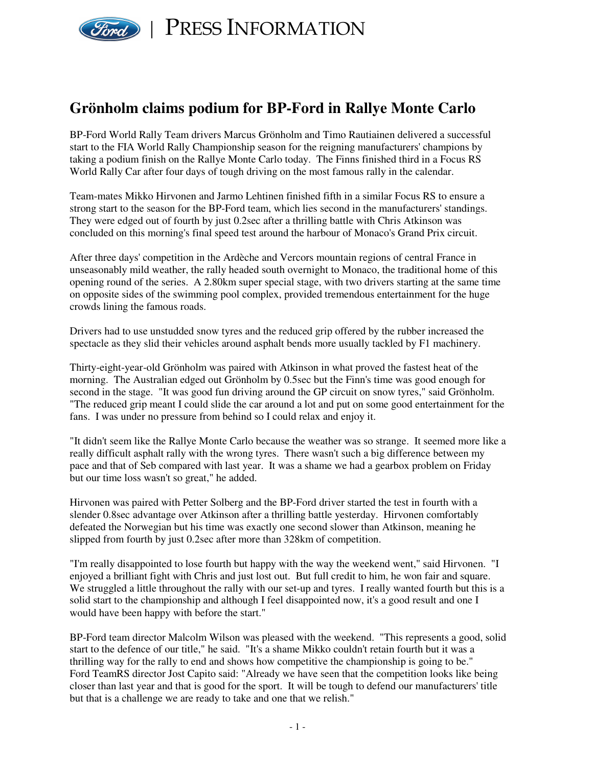# Grönholm claims podium for BP-Ford in Rallye Monte Carlo

BP-Ford World Rally Team drivers Marcus Grönholm and Timo Rautiainen delivered a successful start to the FIA World Rally Championship season for the reigning manufacturers' champions by taking a podium finish on the Rallye Monte Carlo today. The Finns finished third in a Focus RS World Rally Car after four days of tough driving on the most famous rally in the calendar.

Team-mates Mikko Hirvonen and Jarmo Lehtinen finished fifth in a similar Focus RS to ensure a strong start to the season for the BP-Ford team, which lies second in the manufacturers' standings. They were edged out of fourth by just 0.2sec after a thrilling battle with Chris Atkinson was concluded on this morning's final speed test around the harbour of Monaco's Grand Prix circuit.

After three days' competition in the Ardèche and Vercors mountain regions of central France in unseasonably mild weather, the rally headed south overnight to Monaco, the traditional home of this opening round of the series. A 2.80km super special stage, with two drivers starting at the same time on opposite sides of the swimming pool complex, provided tremendous entertainment for the huge crowds lining the famous roads.

Drivers had to use unstudded snow tyres and the reduced grip offered by the rubber increased the spectacle as they slid their vehicles around asphalt bends more usually tackled by F1 machinery.

Thirty-eight-year-old Grönholm was paired with Atkinson in what proved the fastest heat of the morning. The Australian edged out Grönholm by 0.5sec but the Finn's time was good enough for second in the stage. "It was good fun driving around the GP circuit on snow tyres," said Grönholm. "The reduced grip meant I could slide the car around a lot and put on some good entertainment for the fans. I was under no pressure from behind so I could relax and enjoy it.

"It didn't seem like the Rallye Monte Carlo because the weather was so strange. It seemed more like a really difficult asphalt rally with the wrong tyres. There wasn't such a big difference between my pace and that of Seb compared with last year. It was a shame we had a gearbox problem on Friday but our time loss wasn't so great," he added.

Hirvonen was paired with Petter Solberg and the BP-Ford driver started the test in fourth with a slender 0.8sec advantage over Atkinson after a thrilling battle yesterday. Hirvonen comfortably defeated the Norwegian but his time was exactly one second slower than Atkinson, meaning he slipped from fourth by just 0.2sec after more than 328km of competition.

"I'm really disappointed to lose fourth but happy with the way the weekend went," said Hirvonen. "I enjoyed a brilliant fight with Chris and just lost out. But full credit to him, he won fair and square. We struggled a little throughout the rally with our set-up and tyres. I really wanted fourth but this is a solid start to the championship and although I feel disappointed now, it's a good result and one I would have been happy with before the start."

BP-Ford team director Malcolm Wilson was pleased with the weekend. "This represents a good, solid start to the defence of our title," he said. "It's a shame Mikko couldn't retain fourth but it was a thrilling way for the rally to end and shows how competitive the championship is going to be."
Ford TeamRS director Jost Capito said: "Already we have seen that the competition looks like being closer than last year and that is good for the sport. It will be tough to defend our manufacturers' title but that is a challenge we are ready to take and one that we relish."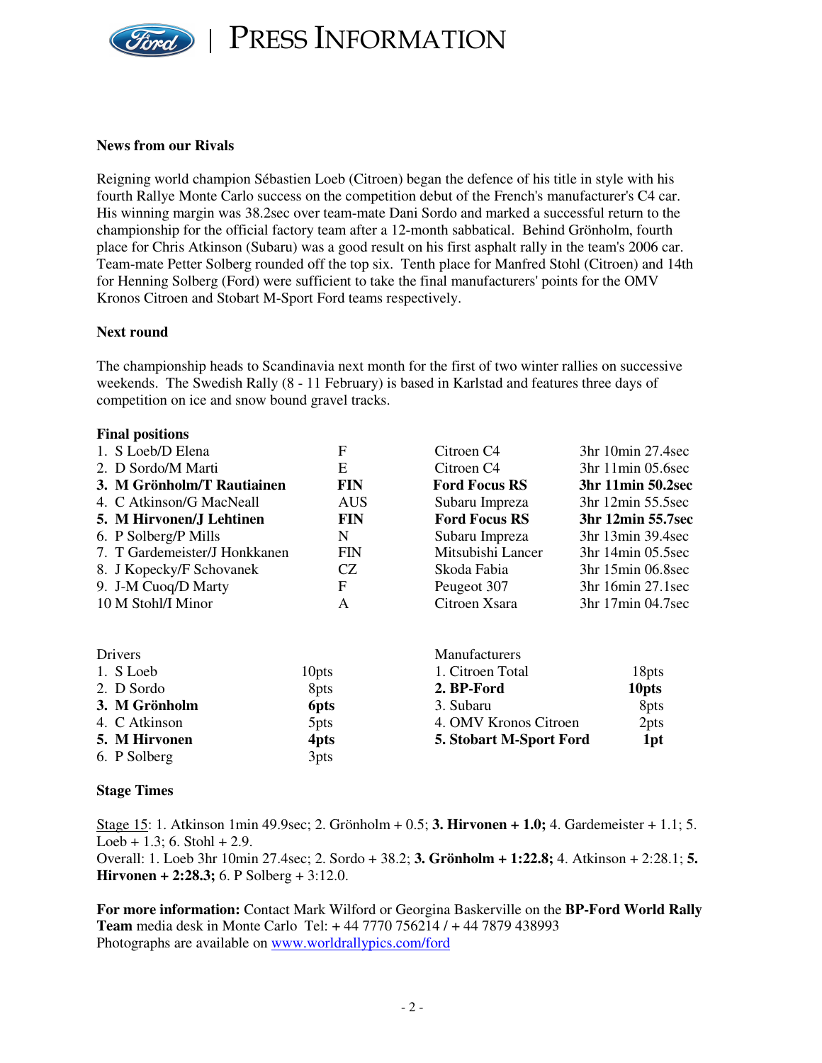**News from our Rivals**

Reigning world champion Sébastien Loeb (Citroen) began the defence of his title in style with his fourth Rallye Monte Carlo success on the competition debut of the French's manufacturer's C4 car. His winning margin was 38.2sec over team-mate Dani Sordo and marked a successful return to the championship for the official factory team after a 12-month sabbatical. Behind Grönholm, fourth place for Chris Atkinson (Subaru) was a good result on his first asphalt rally in the team's 2006 car. Team-mate Petter Solberg rounded off the top six. Tenth place for Manfred Stohl (Citroen) and 14th for Henning Solberg (Ford) were sufficient to take the final manufacturers' points for the OMV Kronos Citroen and Stobart M-Sport Ford teams respectively.

**Next round**

The championship heads to Scandinavia next month for the first of two winter rallies on successive weekends. The Swedish Rally (8 - 11 February) is based in Karlstad and features three days of competition on ice and snow bound gravel tracks.

**Final positions**

| | | | |
|---|---|---|---|
| 1. S Loeb/D Elena | F | Citroen C4 | 3hr 10min 27.4sec |
| 2. D Sordo/M Marti | E | Citroen C4 | 3hr 11min 05.6sec |
| **3. M Grönholm/T Rautiainen** | **FIN** | **Ford Focus RS** | **3hr 11min 50.2sec** |
| 4. C Atkinson/G MacNeall | AUS | Subaru Impreza | 3hr 12min 55.5sec |
| **5. M Hirvonen/J Lehtinen** | **FIN** | **Ford Focus RS** | **3hr 12min 55.7sec** |
| 6. P Solberg/P Mills | N | Subaru Impreza | 3hr 13min 39.4sec |
| 7. T Gardemeister/J Honkkanen | FIN | Mitsubishi Lancer | 3hr 14min 05.5sec |
| 8. J Kopecky/F Schovanek | CZ | Skoda Fabia | 3hr 15min 06.8sec |
| 9. J-M Cuoq/D Marty | F | Peugeot 307 | 3hr 16min 27.1sec |
| 10 M Stohl/I Minor | A | Citroen Xsara | 3hr 17min 04.7sec |

| Drivers | | Manufacturers | |
|---|---|---|---|
| 1. S Loeb | 10pts | 1. Citroen Total | 18pts |
| 2. D Sordo | 8pts | **2. BP-Ford** | **10pts** |
| **3. M Grönholm** | **6pts** | 3. Subaru | 8pts |
| 4. C Atkinson | 5pts | 4. OMV Kronos Citroen | 2pts |
| **5. M Hirvonen** | **4pts** | **5. Stobart M-Sport Ford** | **1pt** |
| 6. P Solberg | 3pts | | |

**Stage Times**

Stage 15: 1. Atkinson 1min 49.9sec; 2. Grönholm + 0.5; **3. Hirvonen + 1.0;** 4. Gardemeister + 1.1; 5. Loeb + 1.3; 6. Stohl + 2.9.
Overall: 1. Loeb 3hr 10min 27.4sec; 2. Sordo + 38.2; **3. Grönholm + 1:22.8;** 4. Atkinson + 2:28.1; **5. Hirvonen + 2:28.3;** 6. P Solberg + 3:12.0.

**For more information:** Contact Mark Wilford or Georgina Baskerville on the **BP-Ford World Rally Team** media desk in Monte Carlo Tel: + 44 7770 756214 / + 44 7879 438993
Photographs are available on www.worldrallypics.com/ford